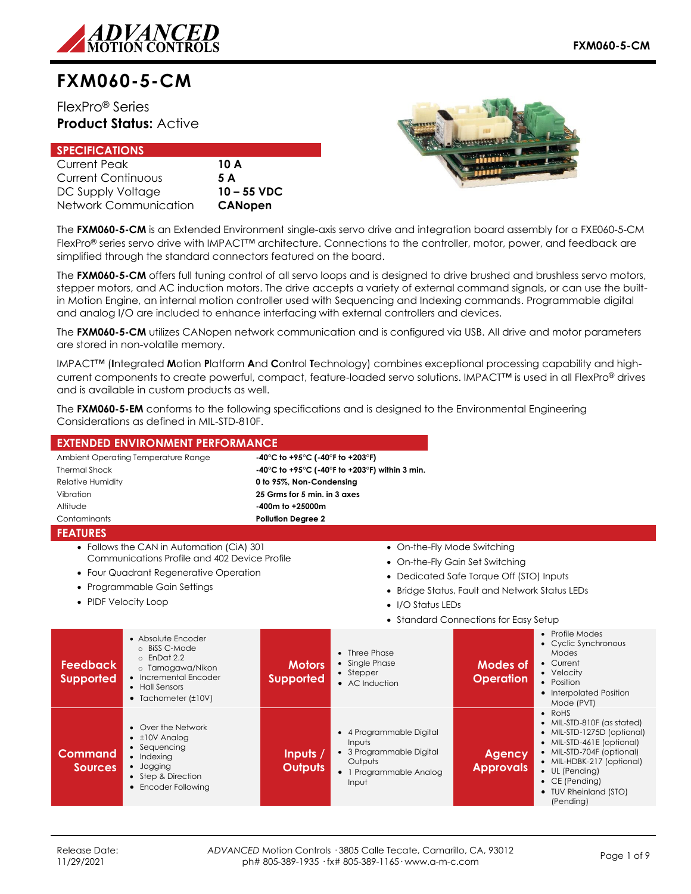# FXM060-5-CM

FlexPro® Series
**Product Status:** Active

## SPECIFICATIONS

| | |
|---|---|
| Current Peak | **10 A** |
| Current Continuous | **5 A** |
| DC Supply Voltage | **10 – 55 VDC** |
| Network Communication | **CANopen** |

The **FXM060-5-CM** is an Extended Environment single-axis servo drive and integration board assembly for a FXE060-5-CM FlexPro® series servo drive with IMPACT™ architecture. Connections to the controller, motor, power, and feedback are simplified through the standard connectors featured on the board.

The **FXM060-5-CM** offers full tuning control of all servo loops and is designed to drive brushed and brushless servo motors, stepper motors, and AC induction motors. The drive accepts a variety of external command signals, or can use the built-in Motion Engine, an internal motion controller used with Sequencing and Indexing commands. Programmable digital and analog I/O are included to enhance interfacing with external controllers and devices.

The **FXM060-5-CM** utilizes CANopen network communication and is configured via USB. All drive and motor parameters are stored in non-volatile memory.

IMPACT™ (**I**ntegrated **M**otion **P**latform **A**nd **C**ontrol **T**echnology) combines exceptional processing capability and high-current components to create powerful, compact, feature-loaded servo solutions. IMPACT™ is used in all FlexPro® drives and is available in custom products as well.

The **FXM060-5-EM** conforms to the following specifications and is designed to the Environmental Engineering Considerations as defined in MIL-STD-810F.

## EXTENDED ENVIRONMENT PERFORMANCE

| | |
|---|---|
| Ambient Operating Temperature Range | **-40°C to +95°C (-40°F to +203°F)** |
| Thermal Shock | **-40°C to +95°C (-40°F to +203°F) within 3 min.** |
| Relative Humidity | **0 to 95%, Non-Condensing** |
| Vibration | **25 Grms for 5 min. in 3 axes** |
| Altitude | **-400m to +25000m** |
| Contaminants | **Pollution Degree 2** |

## FEATURES

- Follows the CAN in Automation (CiA) 301 Communications Profile and 402 Device Profile
- Four Quadrant Regenerative Operation
- Programmable Gain Settings
- PIDF Velocity Loop
- On-the-Fly Mode Switching
- On-the-Fly Gain Set Switching
- Dedicated Safe Torque Off (STO) Inputs
- Bridge Status, Fault and Network Status LEDs
- I/O Status LEDs
- Standard Connections for Easy Setup

| | | | | | |
|---|---|---|---|---|---|
| **Feedback Supported** | • Absolute Encoder<br>○ BiSS C-Mode<br>○ EnDat 2.2<br>○ Tamagawa/Nikon<br>• Incremental Encoder<br>• Hall Sensors<br>• Tachometer (±10V) | **Motors Supported** | • Three Phase<br>• Single Phase<br>• Stepper<br>• AC Induction | **Modes of Operation** | • Profile Modes<br>• Cyclic Synchronous Modes<br>• Current<br>• Velocity<br>• Position<br>• Interpolated Position Mode (PVT) |
| **Command Sources** | • Over the Network<br>• ±10V Analog<br>• Sequencing<br>• Indexing<br>• Jogging<br>• Step & Direction<br>• Encoder Following | **Inputs / Outputs** | • 4 Programmable Digital Inputs<br>• 3 Programmable Digital Outputs<br>• 1 Programmable Analog Input | **Agency Approvals** | • RoHS<br>• MIL-STD-810F (as stated)<br>• MIL-STD-1275D (optional)<br>• MIL-STD-461E (optional)<br>• MIL-STD-704F (optional)<br>• MIL-HDBK-217 (optional)<br>• UL (Pending)<br>• CE (Pending)<br>• TUV Rheinland (STO) (Pending) |

Release Date:
11/29/2021

*ADVANCED* Motion Controls · 3805 Calle Tecate, Camarillo, CA, 93012
ph# 805-389-1935 · fx# 805-389-1165 · www.a-m-c.com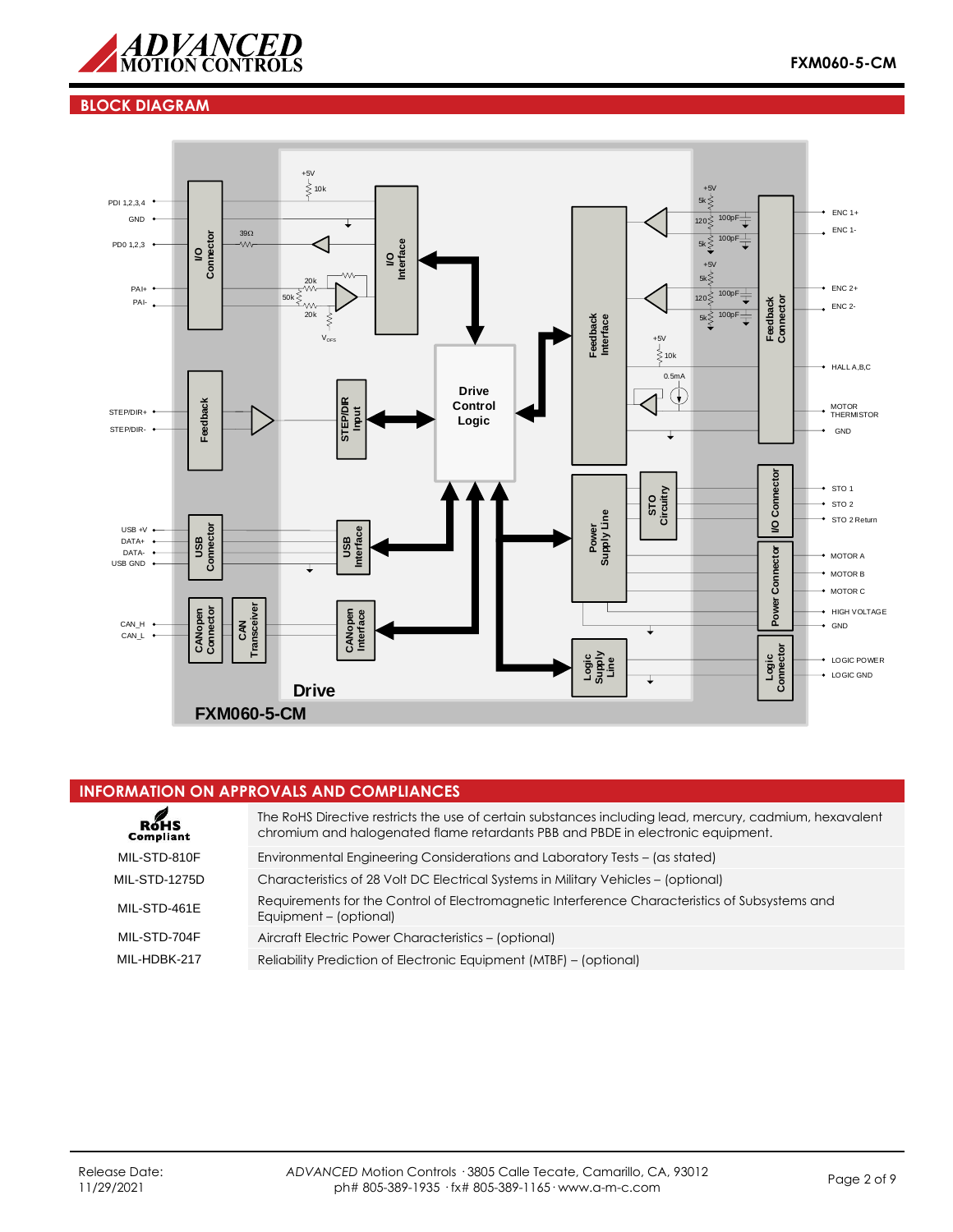## BLOCK DIAGRAM

## INFORMATION ON APPROVALS AND COMPLIANCES

| | |
|---|---|
| RoHS Compliant | The RoHS Directive restricts the use of certain substances including lead, mercury, cadmium, hexavalent chromium and halogenated flame retardants PBB and PBDE in electronic equipment. |
| MIL-STD-810F | Environmental Engineering Considerations and Laboratory Tests – (as stated) |
| MIL-STD-1275D | Characteristics of 28 Volt DC Electrical Systems in Military Vehicles – (optional) |
| MIL-STD-461E | Requirements for the Control of Electromagnetic Interference Characteristics of Subsystems and Equipment – (optional) |
| MIL-STD-704F | Aircraft Electric Power Characteristics – (optional) |
| MIL-HDBK-217 | Reliability Prediction of Electronic Equipment (MTBF) – (optional) |

Release Date:
11/29/2021

*ADVANCED* Motion Controls · 3805 Calle Tecate, Camarillo, CA, 93012
ph# 805-389-1935 · fx# 805-389-1165 · www.a-m-c.com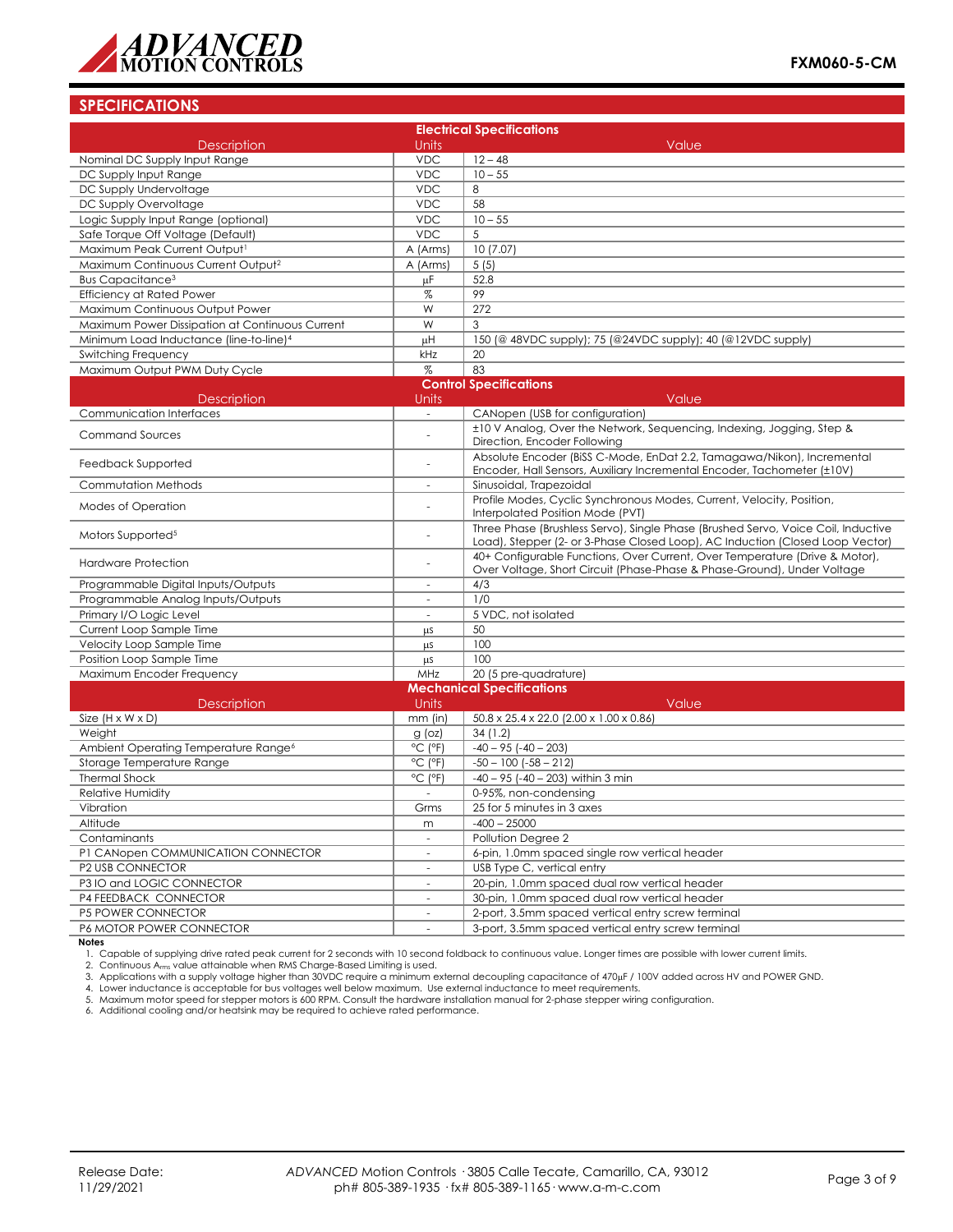## SPECIFICATIONS

| Description | Units | Value |
|---|---|---|
| **Electrical Specifications** | | |
| Nominal DC Supply Input Range | VDC | 12 – 48 |
| DC Supply Input Range | VDC | 10 – 55 |
| DC Supply Undervoltage | VDC | 8 |
| DC Supply Overvoltage | VDC | 58 |
| Logic Supply Input Range (optional) | VDC | 10 – 55 |
| Safe Torque Off Voltage (Default) | VDC | 5 |
| Maximum Peak Current Output[1] | A (Arms) | 10 (7.07) |
| Maximum Continuous Current Output[2] | A (Arms) | 5 (5) |
| Bus Capacitance[3] | μF | 52.8 |
| Efficiency at Rated Power | % | 99 |
| Maximum Continuous Output Power | W | 272 |
| Maximum Power Dissipation at Continuous Current | W | 3 |
| Minimum Load Inductance (line-to-line)[4] | μH | 150 (@ 48VDC supply); 75 (@24VDC supply); 40 (@12VDC supply) |
| Switching Frequency | kHz | 20 |
| Maximum Output PWM Duty Cycle | % | 83 |
| **Control Specifications** | | |
| Communication Interfaces | - | CANopen (USB for configuration) |
| Command Sources | - | ±10 V Analog, Over the Network, Sequencing, Indexing, Jogging, Step & Direction, Encoder Following |
| Feedback Supported | - | Absolute Encoder (BiSS C-Mode, EnDat 2.2, Tamagawa/Nikon), Incremental Encoder, Hall Sensors, Auxiliary Incremental Encoder, Tachometer (±10V) |
| Commutation Methods | - | Sinusoidal, Trapezoidal |
| Modes of Operation | - | Profile Modes, Cyclic Synchronous Modes, Current, Velocity, Position, Interpolated Position Mode (PVT) |
| Motors Supported[5] | - | Three Phase (Brushless Servo), Single Phase (Brushed Servo, Voice Coil, Inductive Load), Stepper (2- or 3-Phase Closed Loop), AC Induction (Closed Loop Vector) |
| Hardware Protection | - | 40+ Configurable Functions, Over Current, Over Temperature (Drive & Motor), Over Voltage, Short Circuit (Phase-Phase & Phase-Ground), Under Voltage |
| Programmable Digital Inputs/Outputs | - | 4/3 |
| Programmable Analog Inputs/Outputs | - | 1/0 |
| Primary I/O Logic Level | - | 5 VDC, not isolated |
| Current Loop Sample Time | μs | 50 |
| Velocity Loop Sample Time | μs | 100 |
| Position Loop Sample Time | μs | 100 |
| Maximum Encoder Frequency | MHz | 20 (5 pre-quadrature) |
| **Mechanical Specifications** | | |
| Size (H x W x D) | mm (in) | 50.8 x 25.4 x 22.0 (2.00 x 1.00 x 0.86) |
| Weight | g (oz) | 34 (1.2) |
| Ambient Operating Temperature Range[6] | °C (°F) | -40 – 95 (-40 – 203) |
| Storage Temperature Range | °C (°F) | -50 – 100 (-58 – 212) |
| Thermal Shock | °C (°F) | -40 – 95 (-40 – 203) within 3 min |
| Relative Humidity | - | 0-95%, non-condensing |
| Vibration | Grms | 25 for 5 minutes in 3 axes |
| Altitude | m | -400 – 25000 |
| Contaminants | - | Pollution Degree 2 |
| P1 CANopen COMMUNICATION CONNECTOR | - | 6-pin, 1.0mm spaced single row vertical header |
| P2 USB CONNECTOR | - | USB Type C, vertical entry |
| P3 IO and LOGIC CONNECTOR | - | 20-pin, 1.0mm spaced dual row vertical header |
| P4 FEEDBACK CONNECTOR | - | 30-pin, 1.0mm spaced dual row vertical header |
| P5 POWER CONNECTOR | - | 2-port, 3.5mm spaced vertical entry screw terminal |
| P6 MOTOR POWER CONNECTOR | - | 3-port, 3.5mm spaced vertical entry screw terminal |

**Notes**

1. Capable of supplying drive rated peak current for 2 seconds with 10 second foldback to continuous value. Longer times are possible with lower current limits.
2. Continuous $A_{rms}$ value attainable when RMS Charge-Based Limiting is used.
3. Applications with a supply voltage higher than 30VDC require a minimum external decoupling capacitance of 470μF / 100V added across HV and POWER GND.
4. Lower inductance is acceptable for bus voltages well below maximum. Use external inductance to meet requirements.
5. Maximum motor speed for stepper motors is 600 RPM. Consult the hardware installation manual for 2-phase stepper wiring configuration.
6. Additional cooling and/or heatsink may be required to achieve rated performance.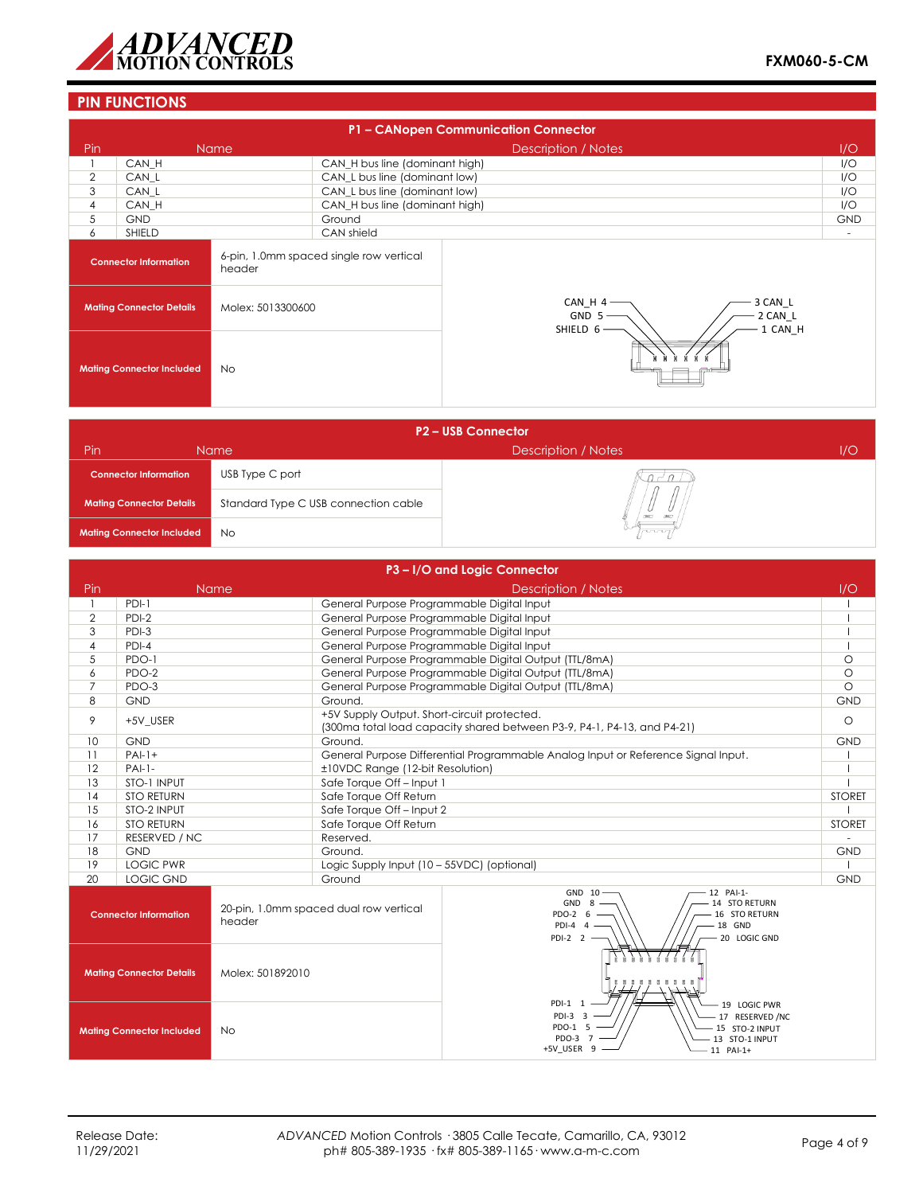## PIN FUNCTIONS

### P1 – CANopen Communication Connector

| Pin | Name | Description / Notes | I/O |
|---|---|---|---|
| 1 | CAN_H | CAN_H bus line (dominant high) | I/O |
| 2 | CAN_L | CAN_L bus line (dominant low) | I/O |
| 3 | CAN_L | CAN_L bus line (dominant low) | I/O |
| 4 | CAN_H | CAN_H bus line (dominant high) | I/O |
| 5 | GND | Ground | GND |
| 6 | SHIELD | CAN shield | - |

| | |
|---|---|
| **Connector Information** | 6-pin, 1.0mm spaced single row vertical header |
| **Mating Connector Details** | Molex: 5013300600 |
| **Mating Connector Included** | No |

CAN_H 4, GND 5, SHIELD 6, 3 CAN_L, 2 CAN_L, 1 CAN_H

### P2 – USB Connector

| | |
|---|---|
| **Connector Information** | USB Type C port |
| **Mating Connector Details** | Standard Type C USB connection cable |
| **Mating Connector Included** | No |

### P3 – I/O and Logic Connector

| Pin | Name | Description / Notes | I/O |
|---|---|---|---|
| 1 | PDI-1 | General Purpose Programmable Digital Input | I |
| 2 | PDI-2 | General Purpose Programmable Digital Input | I |
| 3 | PDI-3 | General Purpose Programmable Digital Input | I |
| 4 | PDI-4 | General Purpose Programmable Digital Input | I |
| 5 | PDO-1 | General Purpose Programmable Digital Output (TTL/8mA) | O |
| 6 | PDO-2 | General Purpose Programmable Digital Output (TTL/8mA) | O |
| 7 | PDO-3 | General Purpose Programmable Digital Output (TTL/8mA) | O |
| 8 | GND | Ground. | GND |
| 9 | +5V_USER | +5V Supply Output. Short-circuit protected. (300ma total load capacity shared between P3-9, P4-1, P4-13, and P4-21) | O |
| 10 | GND | Ground. | GND |
| 11 | PAI-1+ | General Purpose Differential Programmable Analog Input or Reference Signal Input. | I |
| 12 | PAI-1- | ±10VDC Range (12-bit Resolution) | I |
| 13 | STO-1 INPUT | Safe Torque Off – Input 1 | I |
| 14 | STO RETURN | Safe Torque Off Return | STORET |
| 15 | STO-2 INPUT | Safe Torque Off – Input 2 | I |
| 16 | STO RETURN | Safe Torque Off Return | STORET |
| 17 | RESERVED / NC | Reserved. | - |
| 18 | GND | Ground. | GND |
| 19 | LOGIC PWR | Logic Supply Input (10 – 55VDC) (optional) | I |
| 20 | LOGIC GND | Ground | GND |

| | |
|---|---|
| **Connector Information** | 20-pin, 1.0mm spaced dual row vertical header |
| **Mating Connector Details** | Molex: 501892010 |
| **Mating Connector Included** | No |

GND 10, GND 8, PDO-2 6, PDI-4 4, PDI-2 2, 12 PAI-1-, 14 STO RETURN, 16 STO RETURN, 18 GND, 20 LOGIC GND, PDI-1 1, PDI-3 3, PDO-1 5, PDO-3 7, +5V_USER 9, 19 LOGIC PWR, 17 RESERVED /NC, 15 STO-2 INPUT, 13 STO-1 INPUT, 11 PAI-1+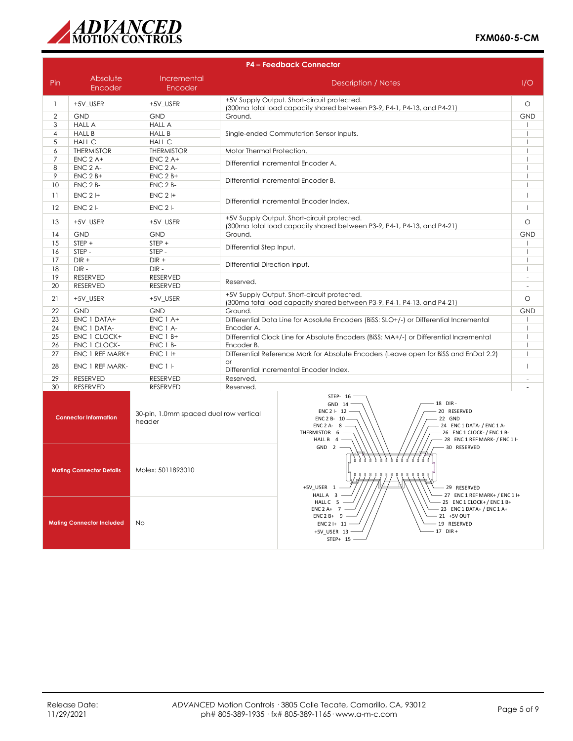## P4 – Feedback Connector

| Pin | Absolute Encoder | Incremental Encoder | Description / Notes | I/O |
|---|---|---|---|---|
| 1 | +5V_USER | +5V_USER | +5V Supply Output. Short-circuit protected. (300ma total load capacity shared between P3-9, P4-1, P4-13, and P4-21) | O |
| 2 | GND | GND | Ground. | GND |
| 3 | HALL A | HALL A | Single-ended Commutation Sensor Inputs. | I |
| 4 | HALL B | HALL B | | I |
| 5 | HALL C | HALL C | | I |
| 6 | THERMISTOR | THERMISTOR | Motor Thermal Protection. | I |
| 7 | ENC 2 A+ | ENC 2 A+ | Differential Incremental Encoder A. | I |
| 8 | ENC 2 A- | ENC 2 A- | | I |
| 9 | ENC 2 B+ | ENC 2 B+ | Differential Incremental Encoder B. | I |
| 10 | ENC 2 B- | ENC 2 B- | | I |
| 11 | ENC 2 I+ | ENC 2 I+ | Differential Incremental Encoder Index. | I |
| 12 | ENC 2 I- | ENC 2 I- | | I |
| 13 | +5V_USER | +5V_USER | +5V Supply Output. Short-circuit protected. (300ma total load capacity shared between P3-9, P4-1, P4-13, and P4-21) | O |
| 14 | GND | GND | Ground. | GND |
| 15 | STEP + | STEP + | Differential Step Input. | I |
| 16 | STEP - | STEP - | | I |
| 17 | DIR + | DIR + | Differential Direction Input. | I |
| 18 | DIR - | DIR - | | I |
| 19 | RESERVED | RESERVED | Reserved. | - |
| 20 | RESERVED | RESERVED | | - |
| 21 | +5V_USER | +5V_USER | +5V Supply Output. Short-circuit protected. (300ma total load capacity shared between P3-9, P4-1, P4-13, and P4-21) | O |
| 22 | GND | GND | Ground. | GND |
| 23 | ENC 1 DATA+ | ENC 1 A+ | Differential Data Line for Absolute Encoders (BiSS: SLO+/-) or Differential Incremental Encoder A. | I |
| 24 | ENC 1 DATA- | ENC 1 A- | | I |
| 25 | ENC 1 CLOCK+ | ENC 1 B+ | Differential Clock Line for Absolute Encoders (BiSS: MA+/-) or Differential Incremental Encoder B. | I |
| 26 | ENC 1 CLOCK- | ENC 1 B- | | I |
| 27 | ENC 1 REF MARK+ | ENC 1 I+ | Differential Reference Mark for Absolute Encoders (Leave open for BiSS and EnDat 2.2) or Differential Incremental Encoder Index. | I |
| 28 | ENC 1 REF MARK- | ENC 1 I- | | I |
| 29 | RESERVED | RESERVED | Reserved. | - |
| 30 | RESERVED | RESERVED | Reserved. | - |

| | |
|---|---|
| **Connector Information** | 30-pin, 1.0mm spaced dual row vertical header |
| **Mating Connector Details** | Molex: 5011893010 |
| **Mating Connector Included** | No |

STEP- 16, GND 14, ENC 2 I- 12, ENC 2 B- 10, ENC 2 A- 8, THERMISTOR 6, HALL B 4, GND 2, +5V_USER 1, HALL A 3, HALL C 5, ENC 2 A+ 7, ENC 2 B+ 9, ENC 2 I+ 11, +5V_USER 13, STEP+ 15

18 DIR -, 20 RESERVED, 22 GND, 24 ENC 1 DATA- / ENC 1 A-, 26 ENC 1 CLOCK- / ENC 1 B-, 28 ENC 1 REF MARK- / ENC 1 I-, 30 RESERVED, 29 RESERVED, 27 ENC 1 REF MARK+ / ENC 1 I+, 25 ENC 1 CLOCK+ / ENC 1 B+, 23 ENC 1 DATA+ / ENC 1 A+, 21 +5V OUT, 19 RESERVED, 17 DIR +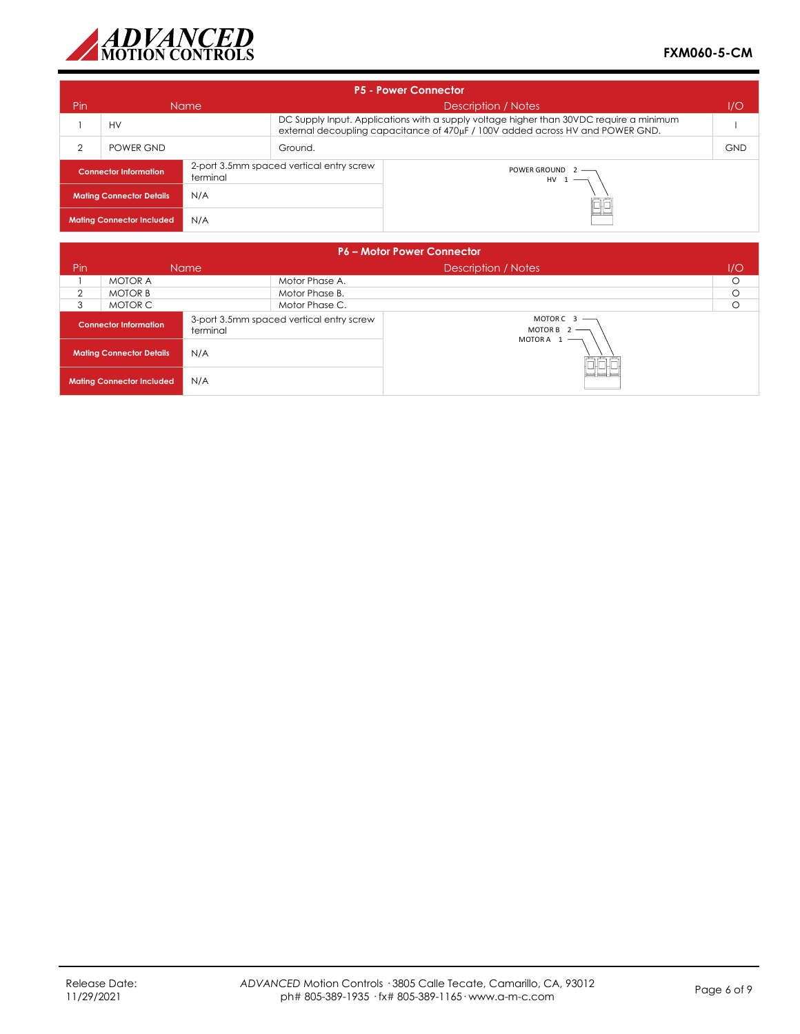## P5 - Power Connector

| Pin | Name | Description / Notes | I/O |
|---|---|---|---|
| 1 | HV | DC Supply Input. Applications with a supply voltage higher than 30VDC require a minimum external decoupling capacitance of 470µF / 100V added across HV and POWER GND. | I |
| 2 | POWER GND | Ground. | GND |

| | |
|---|---|
| **Connector Information** | 2-port 3.5mm spaced vertical entry screw terminal |
| **Mating Connector Details** | N/A |
| **Mating Connector Included** | N/A |

POWER GROUND 2
HV 1

## P6 – Motor Power Connector

| Pin | Name | Description / Notes | I/O |
|---|---|---|---|
| 1 | MOTOR A | Motor Phase A. | O |
| 2 | MOTOR B | Motor Phase B. | O |
| 3 | MOTOR C | Motor Phase C. | O |

| | |
|---|---|
| **Connector Information** | 3-port 3.5mm spaced vertical entry screw terminal |
| **Mating Connector Details** | N/A |
| **Mating Connector Included** | N/A |

MOTOR C 3
MOTOR B 2
MOTOR A 1

Release Date: 11/29/2021

*ADVANCED* Motion Controls · 3805 Calle Tecate, Camarillo, CA, 93012
ph# 805-389-1935 · fx# 805-389-1165 · www.a-m-c.com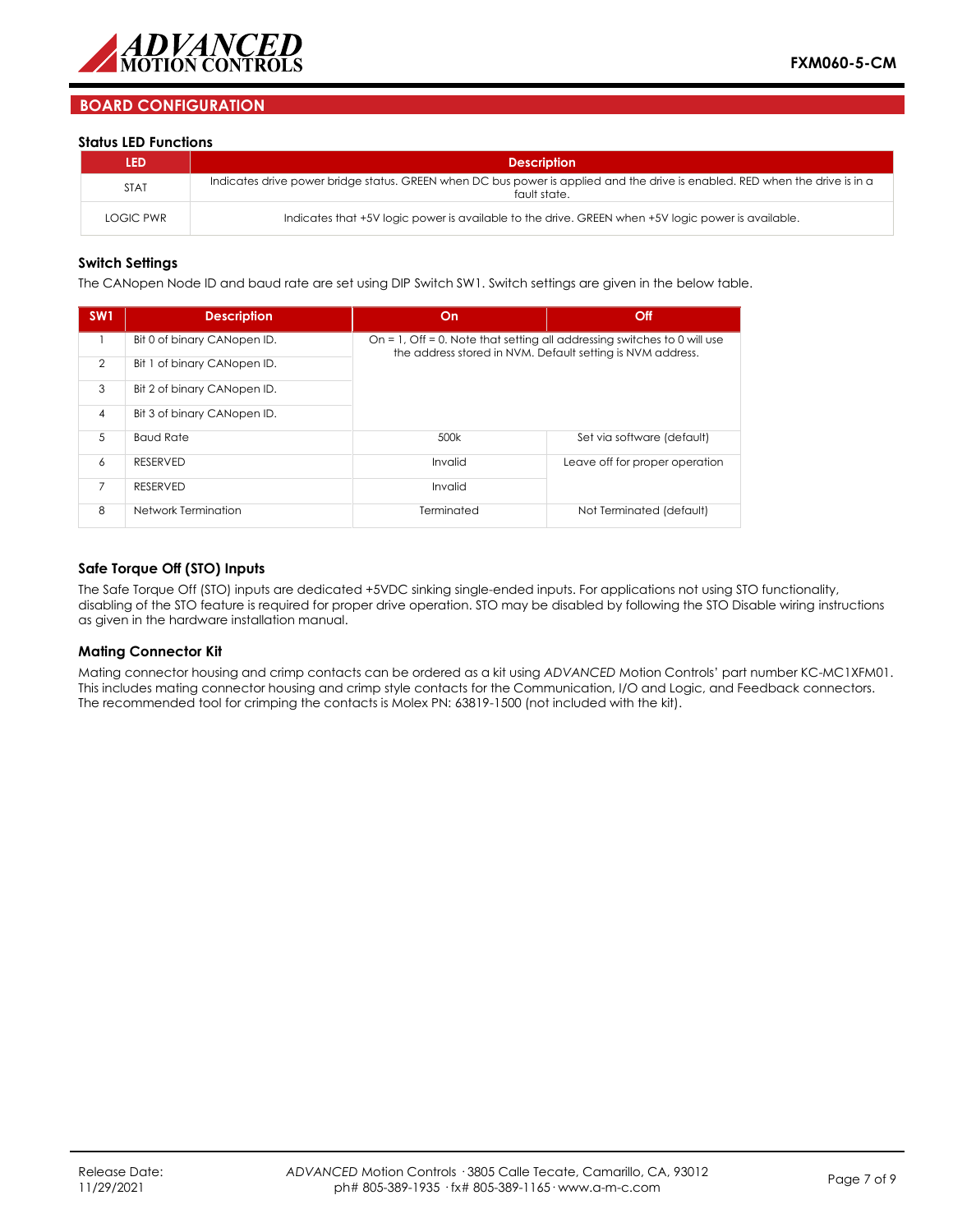## BOARD CONFIGURATION

### Status LED Functions

| LED | Description |
|---|---|
| STAT | Indicates drive power bridge status. GREEN when DC bus power is applied and the drive is enabled. RED when the drive is in a fault state. |
| LOGIC PWR | Indicates that +5V logic power is available to the drive. GREEN when +5V logic power is available. |

### Switch Settings

The CANopen Node ID and baud rate are set using DIP Switch SW1. Switch settings are given in the below table.

| SW1 | Description | On | Off |
|---|---|---|---|
| 1 | Bit 0 of binary CANopen ID. | On = 1, Off = 0. Note that setting all addressing switches to 0 will use the address stored in NVM. Default setting is NVM address. | |
| 2 | Bit 1 of binary CANopen ID. | | |
| 3 | Bit 2 of binary CANopen ID. | | |
| 4 | Bit 3 of binary CANopen ID. | | |
| 5 | Baud Rate | 500k | Set via software (default) |
| 6 | RESERVED | Invalid | Leave off for proper operation |
| 7 | RESERVED | Invalid | |
| 8 | Network Termination | Terminated | Not Terminated (default) |

### Safe Torque Off (STO) Inputs

The Safe Torque Off (STO) inputs are dedicated +5VDC sinking single-ended inputs. For applications not using STO functionality, disabling of the STO feature is required for proper drive operation. STO may be disabled by following the STO Disable wiring instructions as given in the hardware installation manual.

### Mating Connector Kit

Mating connector housing and crimp contacts can be ordered as a kit using *ADVANCED* Motion Controls' part number KC-MC1XFM01. This includes mating connector housing and crimp style contacts for the Communication, I/O and Logic, and Feedback connectors. The recommended tool for crimping the contacts is Molex PN: 63819-1500 (not included with the kit).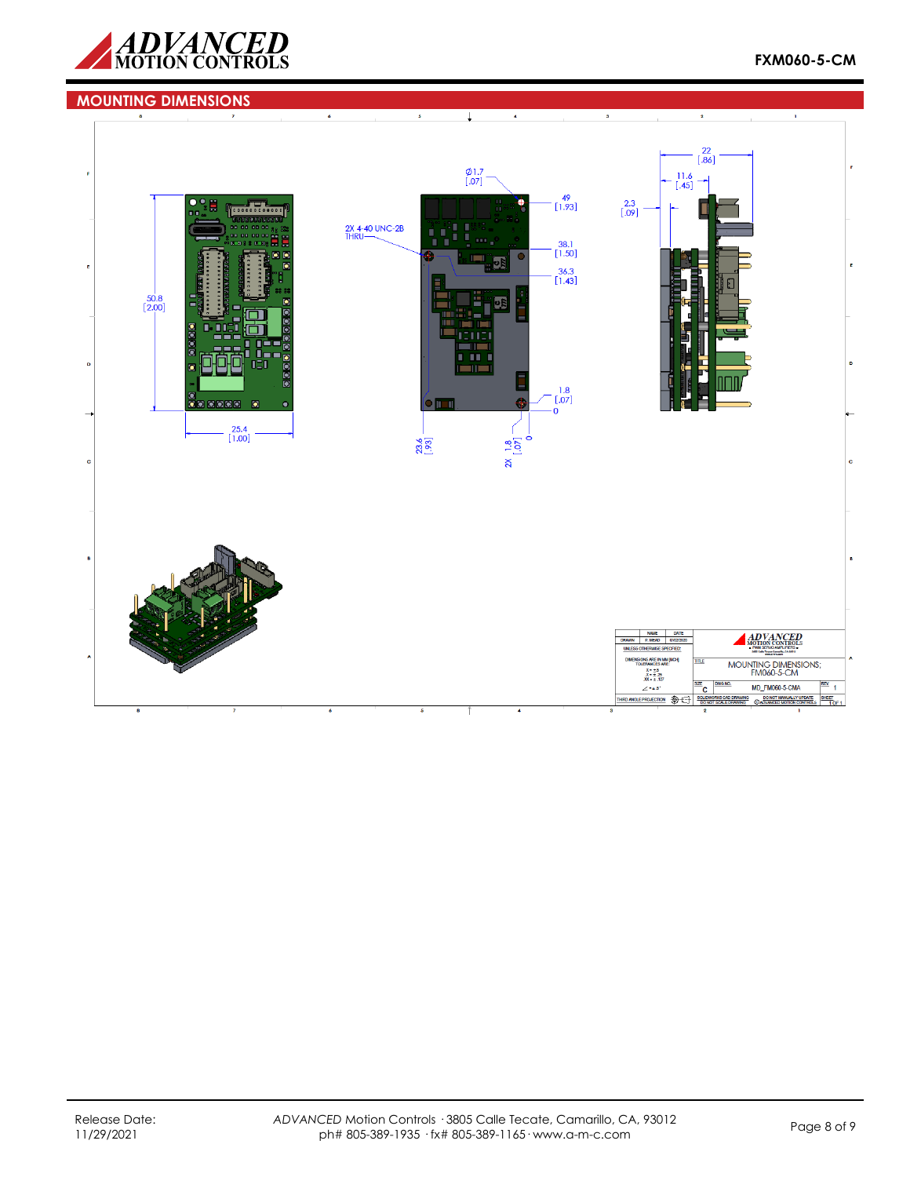## MOUNTING DIMENSIONS

50.8 [2.00]

25.4 [1.00]

Ø1.7 [.07]

2X 4-40 UNC-2B THRU

49 [1.93]

38.1 [1.50]

36.3 [1.43]

1.8 [.07]

0

23.6 [.93]

2X 1.8 [.07]

0

22 [.86]

11.6 [.45]

2.3 [.09]

| NAME | DATE |
|---|---|
| DRAWN | P. MEAD | 07/02/2020 |

UNLESS OTHERWISE SPECIFIED:

DIMENSIONS ARE IN MM [INCH]
TOLERANCES ARE:
X = ±.5
.X = ±.25
.XX = ±.127

∠ = ±.5°

THIRD ANGLE PROJECTION

TITLE: MOUNTING DIMENSIONS; FM060-5-CM

SIZE: C | DWG NO.: MD_FM060-5-CMA | REV: 1

SOLIDWORKS CAD DRAWING DO NOT SCALE DRAWING | DO NOT MANUALLY UPDATE | SHEET 1 OF 1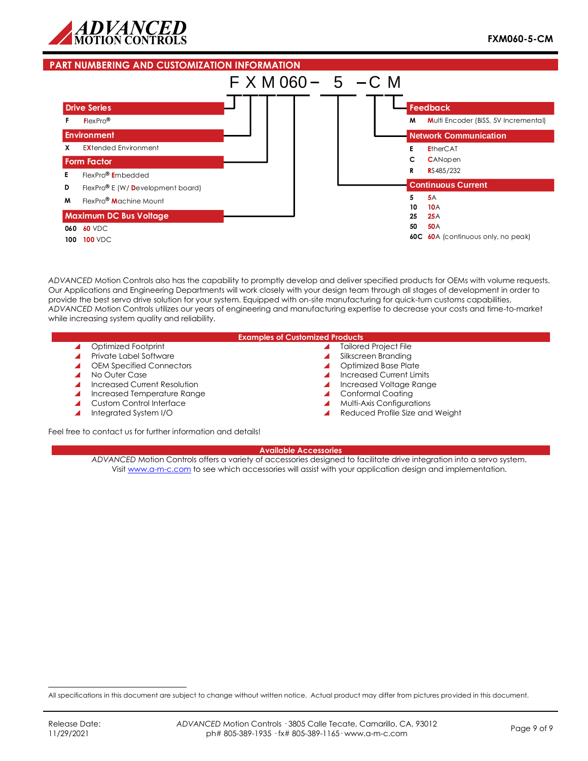## PART NUMBERING AND CUSTOMIZATION INFORMATION

F X M 060 – 5 – C M

**Drive Series**

| | |
|---|---|
| F | FlexPro® |

**Environment**

| | |
|---|---|
| X | EXtended Environment |

**Form Factor**

| | |
|---|---|
| E | FlexPro® Embedded |
| D | FlexPro® E (W/ Development board) |
| M | FlexPro® Machine Mount |

**Maximum DC Bus Voltage**

| | |
|---|---|
| 060 | 60 VDC |
| 100 | 100 VDC |

**Feedback**

| | |
|---|---|
| M | Multi Encoder (BiSS, 5V Incremental) |

**Network Communication**

| | |
|---|---|
| E | EtherCAT |
| C | CANopen |
| R | RS485/232 |

**Continuous Current**

| | |
|---|---|
| 5 | 5A |
| 10 | 10A |
| 25 | 25A |
| 50 | 50A |
| 60C | 60A (continuous only, no peak) |

*ADVANCED* Motion Controls also has the capability to promptly develop and deliver specified products for OEMs with volume requests. Our Applications and Engineering Departments will work closely with your design team through all stages of development in order to provide the best servo drive solution for your system. Equipped with on-site manufacturing for quick-turn customs capabilities, *ADVANCED* Motion Controls utilizes our years of engineering and manufacturing expertise to decrease your costs and time-to-market while increasing system quality and reliability.

### Examples of Customized Products

- Optimized Footprint
- Private Label Software
- OEM Specified Connectors
- No Outer Case
- Increased Current Resolution
- Increased Temperature Range
- Custom Control Interface
- Integrated System I/O
- Tailored Project File
- Silkscreen Branding
- Optimized Base Plate
- Increased Current Limits
- Increased Voltage Range
- Conformal Coating
- Multi-Axis Configurations
- Reduced Profile Size and Weight

Feel free to contact us for further information and details!

### Available Accessories

*ADVANCED* Motion Controls offers a variety of accessories designed to facilitate drive integration into a servo system. Visit www.a-m-c.com to see which accessories will assist with your application design and implementation.

All specifications in this document are subject to change without written notice. Actual product may differ from pictures provided in this document.